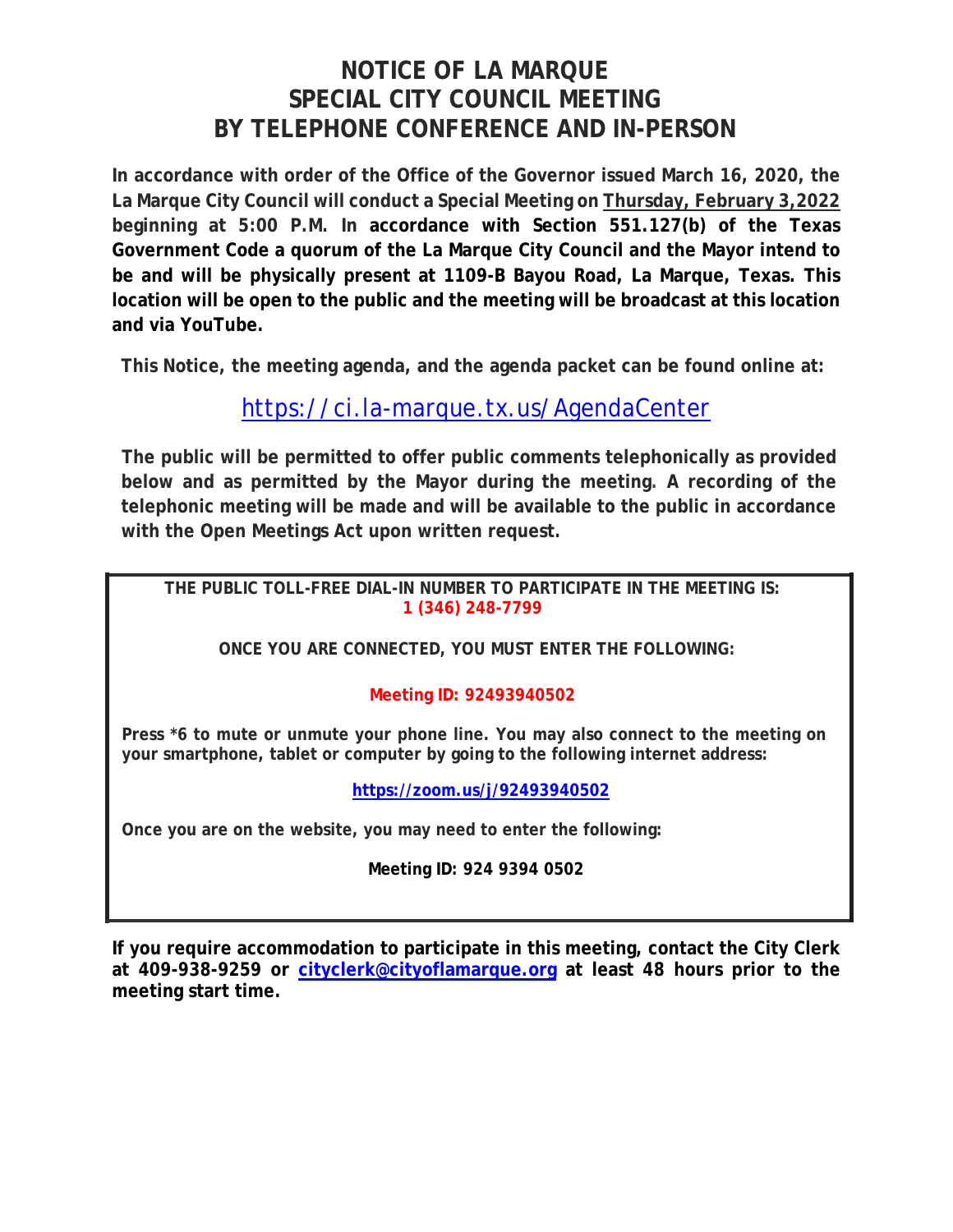# NOTICE OF LA MARQUE SPECIAL CITY COUNCIL MEETING BY TELEPHONE CONFERENCE AND IN-PERSON

**In accordance with order of the Office of the Governor issued March 16, 2020, the La Marque City Council will conduct a Special Meeting on Thursday, February 3,2022 beginning at 5:00 P.M. In accordance with Section 551.127(b) of the Texas Government Code a quorum of the La Marque City Council and the Mayor intend to be and will be physically present at 1109-B Bayou Road, La Marque, Texas. This location will be open to the public and the meeting will be broadcast at this location and via YouTube.**

**This Notice, the meeting agenda, and the agenda packet can be found online at:**

https://ci.la-marque.tx.us/AgendaCenter

**The public will be permitted to offer public comments telephonically as provided below and as permitted by the Mayor during the meeting. A recording of the telephonic meeting will be made and will be available to the public in accordance with the Open Meetings Act upon written request.**

**THE PUBLIC TOLL-FREE DIAL-IN NUMBER TO PARTICIPATE IN THE MEETING IS:**
**1 (346) 248-7799**

**ONCE YOU ARE CONNECTED, YOU MUST ENTER THE FOLLOWING:**

**Meeting ID: 92493940502**

**Press *6 to mute or unmute your phone line. You may also connect to the meeting on your smartphone, tablet or computer by going to the following internet address:**

**https://zoom.us/j/92493940502**

**Once you are on the website, you may need to enter the following:**

**Meeting ID: 924 9394 0502**

**If you require accommodation to participate in this meeting, contact the City Clerk at 409-938-9259 or cityclerk@cityoflamarque.org at least 48 hours prior to the meeting start time.**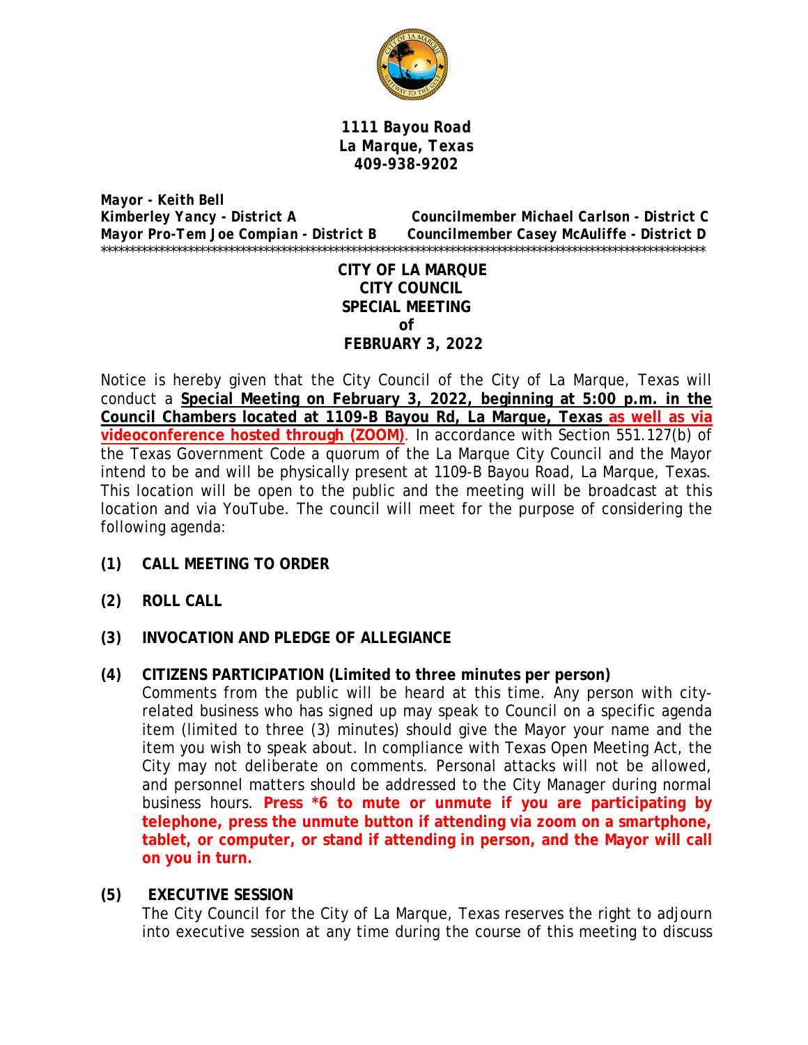**1111 Bayou Road**
**La Marque, Texas**
**409-938-9202**

***Mayor - Keith Bell***
***Kimberley Yancy - District A*** ***Councilmember Michael Carlson - District C***
***Mayor Pro-Tem Joe Compian - District B*** ***Councilmember Casey McAuliffe - District D***

***************************************************************************************************************

**CITY OF LA MARQUE**
**CITY COUNCIL**
**SPECIAL MEETING**
**of**
**FEBRUARY 3, 2022**

Notice is hereby given that the City Council of the City of La Marque, Texas will conduct a **Special Meeting on February 3, 2022, beginning at 5:00 p.m. in the Council Chambers located at 1109-B Bayou Rd, La Marque, Texas as well as via videoconference hosted through (ZOOM)**. In accordance with Section 551.127(b) of the Texas Government Code a quorum of the La Marque City Council and the Mayor intend to be and will be physically present at 1109-B Bayou Road, La Marque, Texas. This location will be open to the public and the meeting will be broadcast at this location and via YouTube. The council will meet for the purpose of considering the following agenda:

**(1) CALL MEETING TO ORDER**

**(2) ROLL CALL**

**(3) INVOCATION AND PLEDGE OF ALLEGIANCE**

**(4) CITIZENS PARTICIPATION (Limited to three minutes per person)**

Comments from the public will be heard at this time. Any person with city-related business who has signed up may speak to Council on a specific agenda item (limited to three (3) minutes) should give the Mayor your name and the item you wish to speak about. In compliance with Texas Open Meeting Act, the City may not deliberate on comments. Personal attacks will not be allowed, and personnel matters should be addressed to the City Manager during normal business hours. **Press *6 to mute or unmute if you are participating by telephone, press the unmute button if attending via zoom on a smartphone, tablet, or computer, or stand if attending in person, and the Mayor will call on you in turn.**

**(5) EXECUTIVE SESSION**

The City Council for the City of La Marque, Texas reserves the right to adjourn into executive session at any time during the course of this meeting to discuss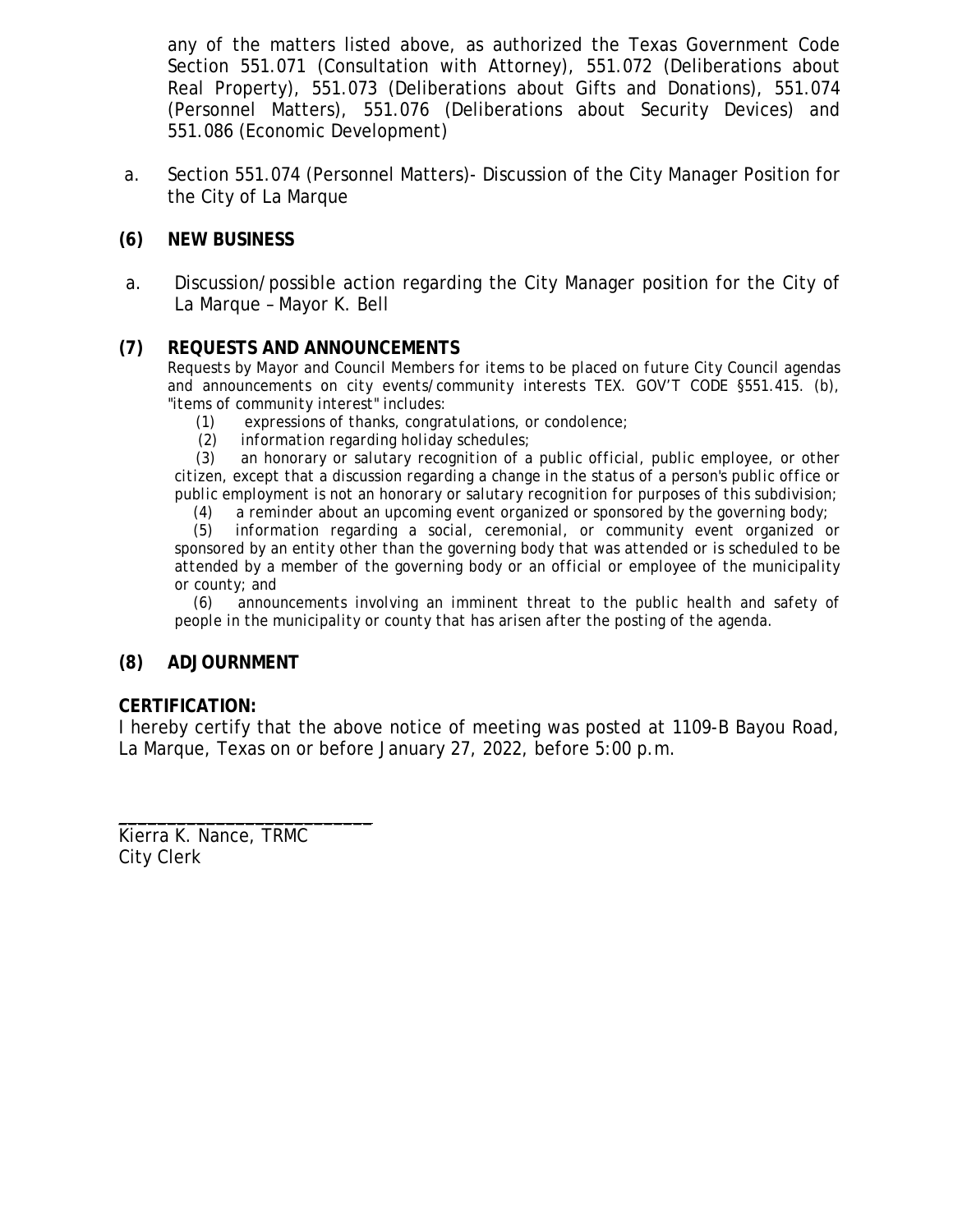any of the matters listed above, as authorized the Texas Government Code Section 551.071 (Consultation with Attorney), 551.072 (Deliberations about Real Property), 551.073 (Deliberations about Gifts and Donations), 551.074 (Personnel Matters), 551.076 (Deliberations about Security Devices) and 551.086 (Economic Development)

a. Section 551.074 (Personnel Matters)- Discussion of the City Manager Position for the City of La Marque

**(6) NEW BUSINESS**

a. Discussion/possible action regarding the City Manager position for the City of La Marque – Mayor K. Bell

**(7) REQUESTS AND ANNOUNCEMENTS**

Requests by Mayor and Council Members for items to be placed on future City Council agendas and announcements on city events/community interests TEX. GOV'T CODE §551.415. (b), "items of community interest" includes:

(1) expressions of thanks, congratulations, or condolence;

(2) information regarding holiday schedules;

(3) an honorary or salutary recognition of a public official, public employee, or other citizen, except that a discussion regarding a change in the status of a person's public office or public employment is not an honorary or salutary recognition for purposes of this subdivision;

(4) a reminder about an upcoming event organized or sponsored by the governing body;

(5) information regarding a social, ceremonial, or community event organized or sponsored by an entity other than the governing body that was attended or is scheduled to be attended by a member of the governing body or an official or employee of the municipality or county; and

(6) announcements involving an imminent threat to the public health and safety of people in the municipality or county that has arisen after the posting of the agenda.

**(8) ADJOURNMENT**

**CERTIFICATION:**

I hereby certify that the above notice of meeting was posted at 1109-B Bayou Road, La Marque, Texas on or before January 27, 2022, before 5:00 p.m.

\_\_\_\_\_\_\_\_\_\_\_\_\_\_\_\_\_\_\_\_\_\_\_\_\_\_

Kierra K. Nance, TRMC
City Clerk